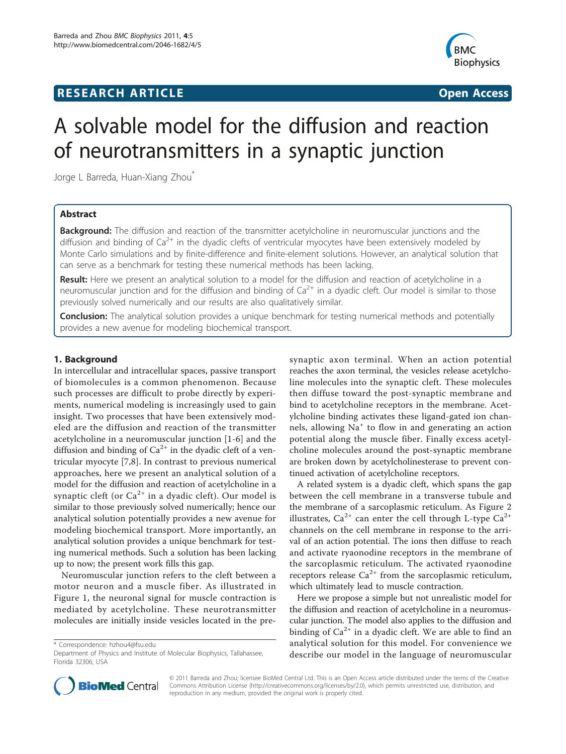# A solvable model for the diffusion and reaction of neurotransmitters in a synaptic junction

Jorge L Barreda, Huan-Xiang Zhou*

## Abstract

**Background:** The diffusion and reaction of the transmitter acetylcholine in neuromuscular junctions and the diffusion and binding of $Ca^{2+}$ in the dyadic clefts of ventricular myocytes have been extensively modeled by Monte Carlo simulations and by finite-difference and finite-element solutions. However, an analytical solution that can serve as a benchmark for testing these numerical methods has been lacking.

**Result:** Here we present an analytical solution to a model for the diffusion and reaction of acetylcholine in a neuromuscular junction and for the diffusion and binding of $Ca^{2+}$ in a dyadic cleft. Our model is similar to those previously solved numerically and our results are also qualitatively similar.

**Conclusion:** The analytical solution provides a unique benchmark for testing numerical methods and potentially provides a new avenue for modeling biochemical transport.

## 1. Background

In intercellular and intracellular spaces, passive transport of biomolecules is a common phenomenon. Because such processes are difficult to probe directly by experiments, numerical modeling is increasingly used to gain insight. Two processes that have been extensively modeled are the diffusion and reaction of the transmitter acetylcholine in a neuromuscular junction [1-6] and the diffusion and binding of $Ca^{2+}$ in the dyadic cleft of a ventricular myocyte [7,8]. In contrast to previous numerical approaches, here we present an analytical solution of a model for the diffusion and reaction of acetylcholine in a synaptic cleft (or $Ca^{2+}$ in a dyadic cleft). Our model is similar to those previously solved numerically; hence our analytical solution potentially provides a new avenue for modeling biochemical transport. More importantly, an analytical solution provides a unique benchmark for testing numerical methods. Such a solution has been lacking up to now; the present work fills this gap.

Neuromuscular junction refers to the cleft between a motor neuron and a muscle fiber. As illustrated in Figure 1, the neuronal signal for muscle contraction is mediated by acetylcholine. These neurotransmitter molecules are initially inside vesicles located in the pre-synaptic axon terminal. When an action potential reaches the axon terminal, the vesicles release acetylcholine molecules into the synaptic cleft. These molecules then diffuse toward the post-synaptic membrane and bind to acetylcholine receptors in the membrane. Acetylcholine binding activates these ligand-gated ion channels, allowing $Na^{+}$ to flow in and generating an action potential along the muscle fiber. Finally excess acetylcholine molecules around the post-synaptic membrane are broken down by acetylcholinesterase to prevent continued activation of acetylcholine receptors.

A related system is a dyadic cleft, which spans the gap between the cell membrane in a transverse tubule and the membrane of a sarcoplasmic reticulum. As Figure 2 illustrates, $Ca^{2+}$ can enter the cell through L-type $Ca^{2+}$ channels on the cell membrane in response to the arrival of an action potential. The ions then diffuse to reach and activate ryaonodine receptors in the membrane of the sarcoplasmic reticulum. The activated ryaonodine receptors release $Ca^{2+}$ from the sarcoplasmic reticulum, which ultimately lead to muscle contraction.

Here we propose a simple but not unrealistic model for the diffusion and reaction of acetylcholine in a neuromuscular junction. The model also applies to the diffusion and binding of $Ca^{2+}$ in a dyadic cleft. We are able to find an analytical solution for this model. For convenience we describe our model in the language of neuromuscular

\* Correspondence: hzhou4@fsu.edu
Department of Physics and Institute of Molecular Biophysics, Tallahassee, Florida 32306, USA

© 2011 Barreda and Zhou; licensee BioMed Central Ltd. This is an Open Access article distributed under the terms of the Creative Commons Attribution License (http://creativecommons.org/licenses/by/2.0), which permits unrestricted use, distribution, and reproduction in any medium, provided the original work is properly cited.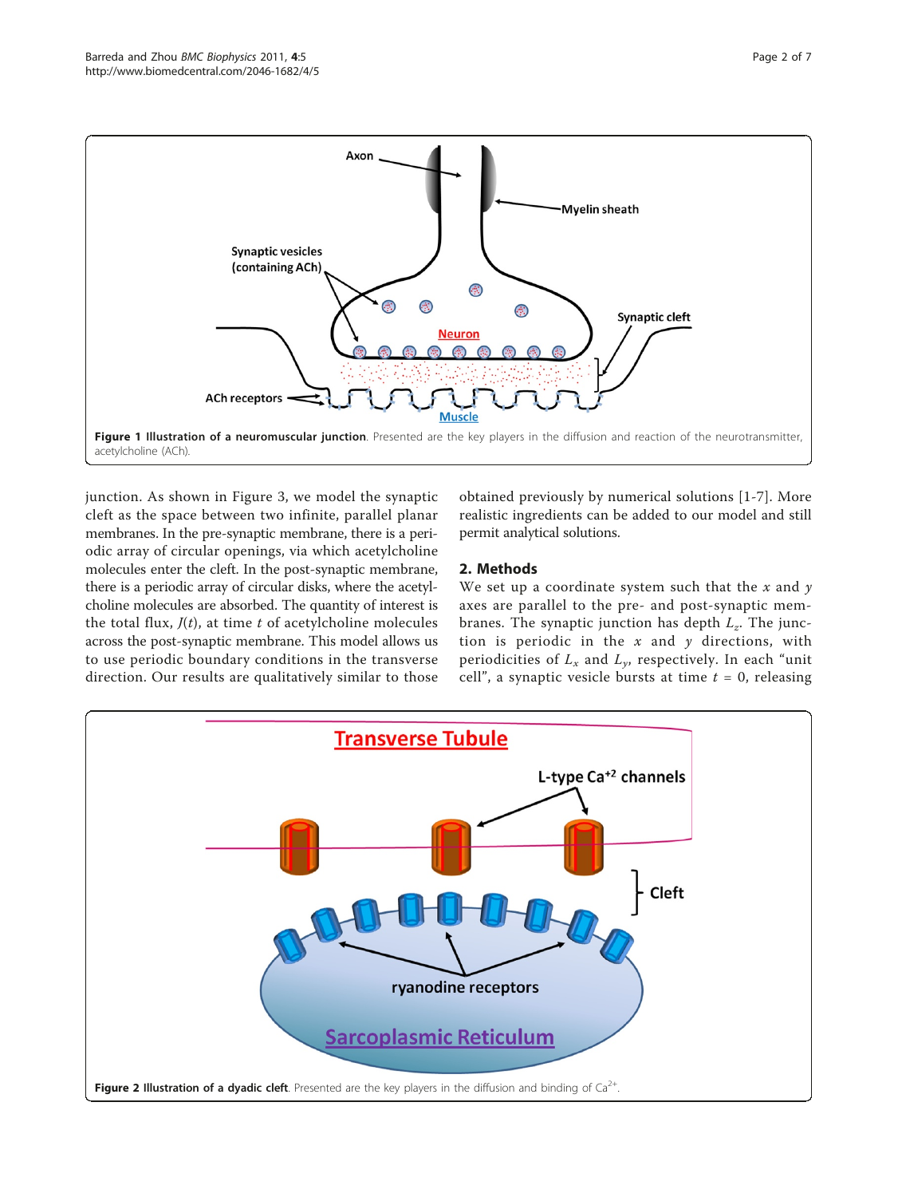Figure 1 Illustration of a neuromuscular junction. Presented are the key players in the diffusion and reaction of the neurotransmitter, acetylcholine (ACh).

junction. As shown in Figure 3, we model the synaptic cleft as the space between two infinite, parallel planar membranes. In the pre-synaptic membrane, there is a periodic array of circular openings, via which acetylcholine molecules enter the cleft. In the post-synaptic membrane, there is a periodic array of circular disks, where the acetylcholine molecules are absorbed. The quantity of interest is the total flux, $J(t)$, at time $t$ of acetylcholine molecules across the post-synaptic membrane. This model allows us to use periodic boundary conditions in the transverse direction. Our results are qualitatively similar to those obtained previously by numerical solutions [1-7]. More realistic ingredients can be added to our model and still permit analytical solutions.

## 2. Methods

We set up a coordinate system such that the $x$ and $y$ axes are parallel to the pre- and post-synaptic membranes. The synaptic junction has depth $L_z$. The junction is periodic in the $x$ and $y$ directions, with periodicities of $L_x$ and $L_y$, respectively. In each "unit cell", a synaptic vesicle bursts at time $t$ = 0, releasing

Figure 2 Illustration of a dyadic cleft. Presented are the key players in the diffusion and binding of $Ca^{2+}$.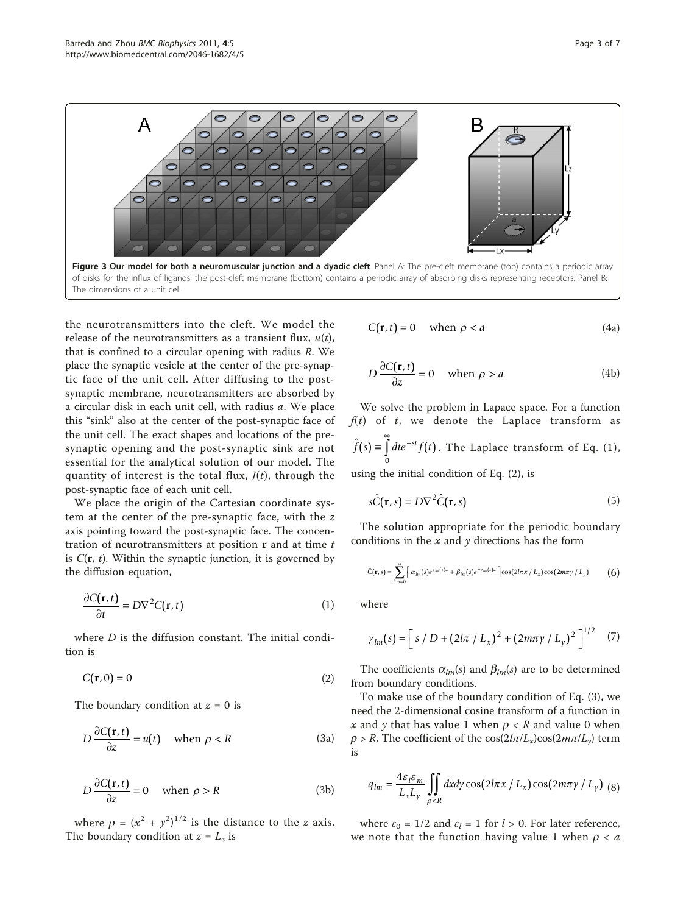**Figure 3 Our model for both a neuromuscular junction and a dyadic cleft**. Panel A: The pre-cleft membrane (top) contains a periodic array of disks for the influx of ligands; the post-cleft membrane (bottom) contains a periodic array of absorbing disks representing receptors. Panel B: The dimensions of a unit cell.

the neurotransmitters into the cleft. We model the release of the neurotransmitters as a transient flux, $u(t)$, that is confined to a circular opening with radius $R$. We place the synaptic vesicle at the center of the pre-synaptic face of the unit cell. After diffusing to the post-synaptic membrane, neurotransmitters are absorbed by a circular disk in each unit cell, with radius $a$. We place this "sink" also at the center of the post-synaptic face of the unit cell. The exact shapes and locations of the pre-synaptic opening and the post-synaptic sink are not essential for the analytical solution of our model. The quantity of interest is the total flux, $J(t)$, through the post-synaptic face of each unit cell.

We place the origin of the Cartesian coordinate system at the center of the pre-synaptic face, with the $z$ axis pointing toward the post-synaptic face. The concentration of neurotransmitters at position $\mathbf{r}$ and at time $t$ is $C(\mathbf{r}, t)$. Within the synaptic junction, it is governed by the diffusion equation,

$$\frac{\partial C(\mathbf{r},t)}{\partial t} = D\nabla^2 C(\mathbf{r},t) \tag{1}$$

where $D$ is the diffusion constant. The initial condition is

$$C(\mathbf{r},0) = 0 \tag{2}$$

The boundary condition at $z = 0$ is

$$D\frac{\partial C(\mathbf{r},t)}{\partial z} = u(t) \quad \text{when } \rho < R \tag{3a}$$

$$D\frac{\partial C(\mathbf{r},t)}{\partial z} = 0 \quad \text{when } \rho > R \tag{3b}$$

where $\rho = (x^2 + y^2)^{1/2}$ is the distance to the $z$ axis. The boundary condition at $z = L_z$ is

$$C(\mathbf{r},t) = 0 \quad \text{when } \rho < a \tag{4a}$$

$$D\frac{\partial C(\mathbf{r},t)}{\partial z} = 0 \quad \text{when } \rho > a \tag{4b}$$

We solve the problem in Lapace space. For a function $f(t)$ of $t$, we denote the Laplace transform as $\hat{f}(s) \equiv \int_0^\infty dt e^{-st} f(t)$. The Laplace transform of Eq. (1), using the initial condition of Eq. (2), is

$$s\hat{C}(\mathbf{r},s) = D\nabla^2 \hat{C}(\mathbf{r},s) \tag{5}$$

The solution appropriate for the periodic boundary conditions in the $x$ and $y$ directions has the form

$$\hat{C}(\mathbf{r},s) = \sum_{l,m=0}^{\infty} \left[ \alpha_{lm}(s)e^{\gamma_{lm}(s)z} + \beta_{lm}(s)e^{-\gamma_{lm}(s)z} \right] \cos(2l\pi x / L_x)\cos(2m\pi y / L_y) \tag{6}$$

where

$$\gamma_{lm}(s) = \left[ s / D + (2l\pi / L_x)^2 + (2m\pi y / L_y)^2 \right]^{1/2} \tag{7}$$

The coefficients $\alpha_{lm}(s)$ and $\beta_{lm}(s)$ are to be determined from boundary conditions.

To make use of the boundary condition of Eq. (3), we need the 2-dimensional cosine transform of a function in $x$ and $y$ that has value 1 when $\rho < R$ and value 0 when $\rho > R$. The coefficient of the $\cos(2l\pi/L_x)\cos(2m\pi/L_y)$ term is

$$q_{lm} = \frac{4\varepsilon_l \varepsilon_m}{L_x L_y} \iint_{\rho<R} dxdy \cos(2l\pi x / L_x)\cos(2m\pi y / L_y) \tag{8}$$

where $\varepsilon_0 = 1/2$ and $\varepsilon_l = 1$ for $l > 0$. For later reference, we note that the function having value 1 when $\rho < a$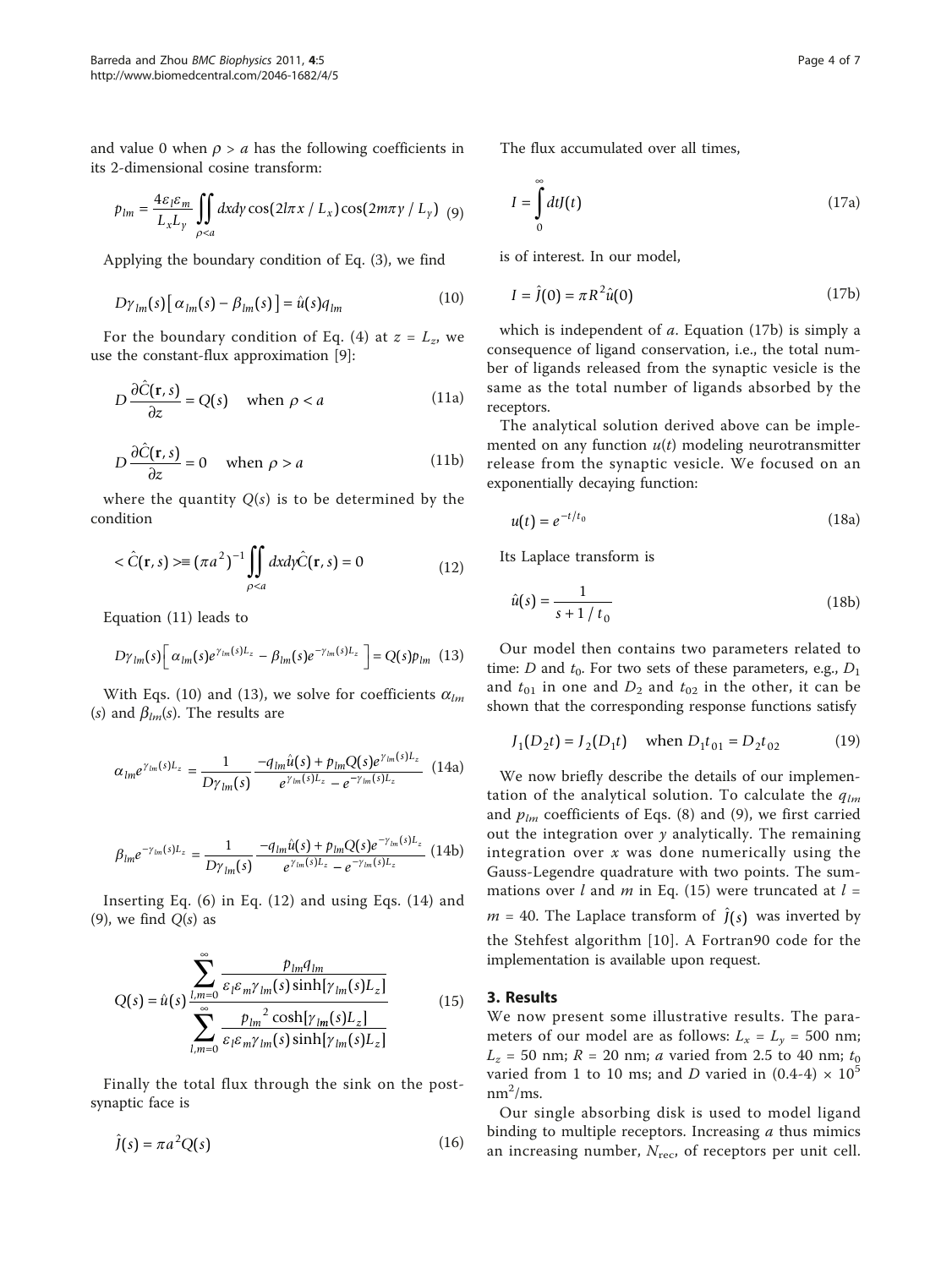and value 0 when $\rho > a$ has the following coefficients in its 2-dimensional cosine transform:

$$p_{lm} = \frac{4\varepsilon_l \varepsilon_m}{L_x L_y} \iint_{\rho<a} dx dy \cos(2l\pi x / L_x) \cos(2m\pi y / L_y) \quad (9)$$

Applying the boundary condition of Eq. (3), we find

$$D\gamma_{lm}(s)\left[\alpha_{lm}(s) - \beta_{lm}(s)\right] = \hat{u}(s) q_{lm} \quad (10)$$

For the boundary condition of Eq. (4) at $z = L_z$, we use the constant-flux approximation [9]:

$$D\frac{\partial \hat{C}(\mathbf{r}, s)}{\partial z} = Q(s) \quad \text{when } \rho < a \quad (11a)$$

$$D\frac{\partial \hat{C}(\mathbf{r}, s)}{\partial z} = 0 \quad \text{when } \rho > a \quad (11b)$$

where the quantity $Q(s)$ is to be determined by the condition

$$< \hat{C}(\mathbf{r}, s) > \equiv (\pi a^2)^{-1} \iint_{\rho<a} dx dy \hat{C}(\mathbf{r}, s) = 0 \quad (12)$$

Equation (11) leads to

$$D\gamma_{lm}(s)\left[\alpha_{lm}(s) e^{\gamma_{lm}(s)L_z} - \beta_{lm}(s) e^{-\gamma_{lm}(s)L_z}\right] = Q(s) p_{lm} \quad (13)$$

With Eqs. (10) and (13), we solve for coefficients $\alpha_{lm}(s)$ and $\beta_{lm}(s)$. The results are

$$\alpha_{lm} e^{\gamma_{lm}(s)L_z} = \frac{1}{D\gamma_{lm}(s)} \frac{-q_{lm}\hat{u}(s) + p_{lm}Q(s)e^{\gamma_{lm}(s)L_z}}{e^{\gamma_{lm}(s)L_z} - e^{-\gamma_{lm}(s)L_z}} \quad (14a)$$

$$\beta_{lm} e^{-\gamma_{lm}(s)L_z} = \frac{1}{D\gamma_{lm}(s)} \frac{-q_{lm}\hat{u}(s) + p_{lm}Q(s)e^{-\gamma_{lm}(s)L_z}}{e^{\gamma_{lm}(s)L_z} - e^{-\gamma_{lm}(s)L_z}} \quad (14b)$$

Inserting Eq. (6) in Eq. (12) and using Eqs. (14) and (9), we find $Q(s)$ as

$$Q(s) = \hat{u}(s) \frac{\displaystyle\sum_{l,m=0}^{\infty} \frac{p_{lm} q_{lm}}{\varepsilon_l \varepsilon_m \gamma_{lm}(s) \sinh[\gamma_{lm}(s) L_z]}}{\displaystyle\sum_{l,m=0}^{\infty} \frac{p_{lm}^2 \cosh[\gamma_{lm}(s) L_z]}{\varepsilon_l \varepsilon_m \gamma_{lm}(s) \sinh[\gamma_{lm}(s) L_z]}} \quad (15)$$

Finally the total flux through the sink on the postsynaptic face is

$$\hat{J}(s) = \pi a^2 Q(s) \quad (16)$$

The flux accumulated over all times,

$$I = \int_0^{\infty} dt J(t) \quad (17a)$$

is of interest. In our model,

$$I = \hat{J}(0) = \pi R^2 \hat{u}(0) \quad (17b)$$

which is independent of $a$. Equation (17b) is simply a consequence of ligand conservation, i.e., the total number of ligands released from the synaptic vesicle is the same as the total number of ligands absorbed by the receptors.

The analytical solution derived above can be implemented on any function $u(t)$ modeling neurotransmitter release from the synaptic vesicle. We focused on an exponentially decaying function:

$$u(t) = e^{-t/t_0} \quad (18a)$$

Its Laplace transform is

$$\hat{u}(s) = \frac{1}{s + 1/t_0} \quad (18b)$$

Our model then contains two parameters related to time: $D$ and $t_0$. For two sets of these parameters, e.g., $D_1$ and $t_{01}$ in one and $D_2$ and $t_{02}$ in the other, it can be shown that the corresponding response functions satisfy

$$J_1(D_2 t) = J_2(D_1 t) \quad \text{when } D_1 t_{01} = D_2 t_{02} \quad (19)$$

We now briefly describe the details of our implementation of the analytical solution. To calculate the $q_{lm}$ and $p_{lm}$ coefficients of Eqs. (8) and (9), we first carried out the integration over $y$ analytically. The remaining integration over $x$ was done numerically using the Gauss-Legendre quadrature with two points. The summations over $l$ and $m$ in Eq. (15) were truncated at $l = m = 40$. The Laplace transform of $\hat{J}(s)$ was inverted by the Stehfest algorithm [10]. A Fortran90 code for the implementation is available upon request.

## 3. Results

We now present some illustrative results. The parameters of our model are as follows: $L_x = L_y = 500$ nm; $L_z = 50$ nm; $R = 20$ nm; $a$ varied from 2.5 to 40 nm; $t_0$ varied from 1 to 10 ms; and $D$ varied in $(0.4\text{-}4) \times 10^5$ $\text{nm}^2/\text{ms}$.

Our single absorbing disk is used to model ligand binding to multiple receptors. Increasing $a$ thus mimics an increasing number, $N_{\text{rec}}$, of receptors per unit cell.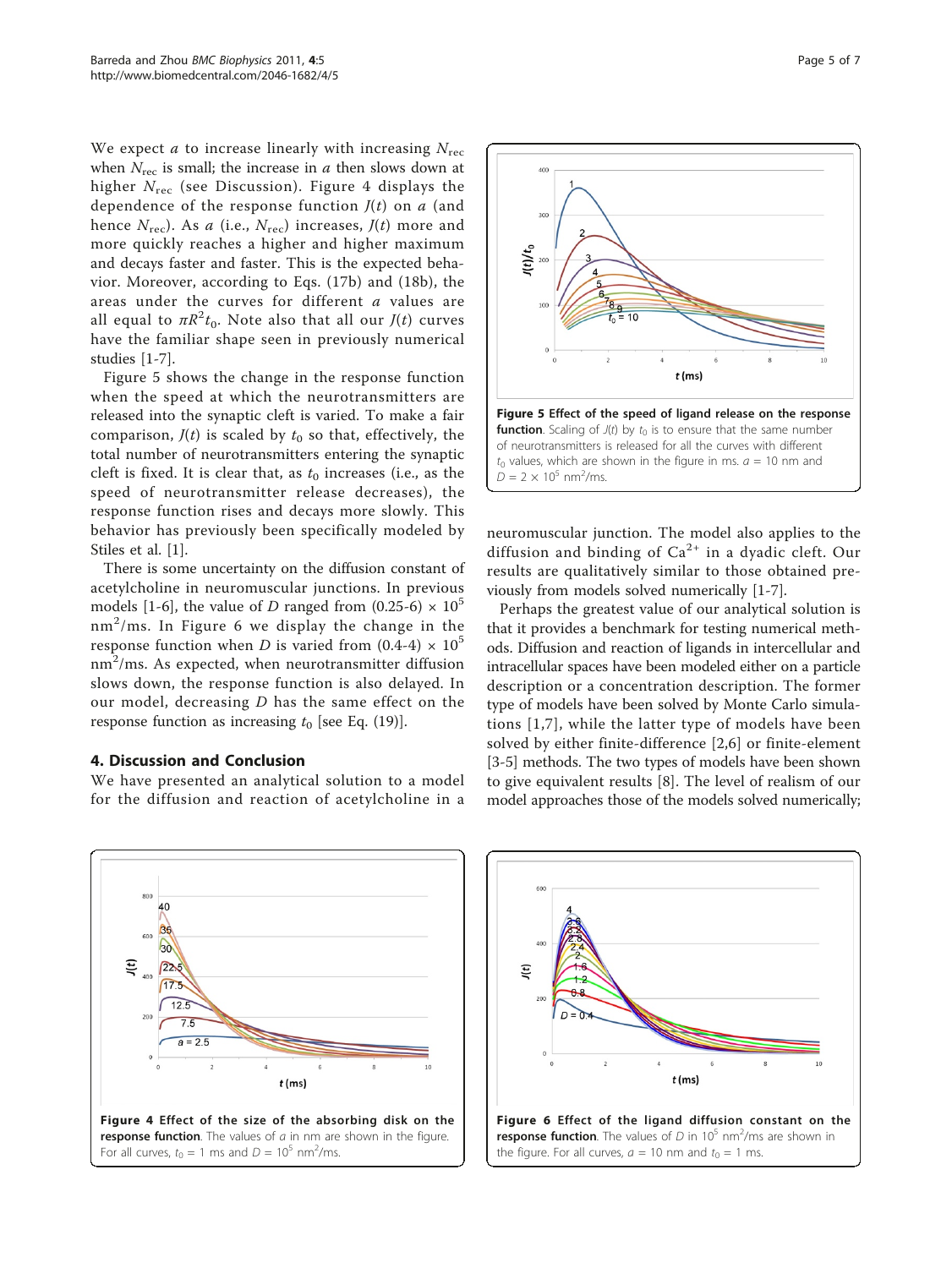We expect $a$ to increase linearly with increasing $N_{rec}$ when $N_{rec}$ is small; the increase in $a$ then slows down at higher $N_{rec}$ (see Discussion). Figure 4 displays the dependence of the response function $J(t)$ on $a$ (and hence $N_{rec}$). As $a$ (i.e., $N_{rec}$) increases, $J(t)$ more and more quickly reaches a higher and higher maximum and decays faster and faster. This is the expected behavior. Moreover, according to Eqs. (17b) and (18b), the areas under the curves for different $a$ values are all equal to $\pi R^2 t_0$. Note also that all our $J(t)$ curves have the familiar shape seen in previously numerical studies [1-7].

Figure 5 shows the change in the response function when the speed at which the neurotransmitters are released into the synaptic cleft is varied. To make a fair comparison, $J(t)$ is scaled by $t_0$ so that, effectively, the total number of neurotransmitters entering the synaptic cleft is fixed. It is clear that, as $t_0$ increases (i.e., as the speed of neurotransmitter release decreases), the response function rises and decays more slowly. This behavior has previously been specifically modeled by Stiles et al. [1].

There is some uncertainty on the diffusion constant of acetylcholine in neuromuscular junctions. In previous models [1-6], the value of $D$ ranged from $(0.25\text{-}6) \times 10^5$ $\text{nm}^2/\text{ms}$. In Figure 6 we display the change in the response function when $D$ is varied from $(0.4\text{-}4) \times 10^5$ $\text{nm}^2/\text{ms}$. As expected, when neurotransmitter diffusion slows down, the response function is also delayed. In our model, decreasing $D$ has the same effect on the response function as increasing $t_0$ [see Eq. (19)].

**Figure 5 Effect of the speed of ligand release on the response function**. Scaling of $J(t)$ by $t_0$ is to ensure that the same number of neurotransmitters is released for all the curves with different $t_0$ values, which are shown in the figure in ms. $a = 10$ nm and $D = 2 \times 10^5$ $\text{nm}^2/\text{ms}$.

## 4. Discussion and Conclusion

We have presented an analytical solution to a model for the diffusion and reaction of acetylcholine in a neuromuscular junction. The model also applies to the diffusion and binding of $Ca^{2+}$ in a dyadic cleft. Our results are qualitatively similar to those obtained previously from models solved numerically [1-7].

Perhaps the greatest value of our analytical solution is that it provides a benchmark for testing numerical methods. Diffusion and reaction of ligands in intercellular and intracellular spaces have been modeled either on a particle description or a concentration description. The former type of models have been solved by Monte Carlo simulations [1,7], while the latter type of models have been solved by either finite-difference [2,6] or finite-element [3-5] methods. The two types of models have been shown to give equivalent results [8]. The level of realism of our model approaches those of the models solved numerically;

**Figure 4 Effect of the size of the absorbing disk on the response function**. The values of $a$ in nm are shown in the figure. For all curves, $t_0 = 1$ ms and $D = 10^5$ $\text{nm}^2/\text{ms}$.

**Figure 6 Effect of the ligand diffusion constant on the response function**. The values of $D$ in $10^5$ $\text{nm}^2/\text{ms}$ are shown in the figure. For all curves, $a = 10$ nm and $t_0 = 1$ ms.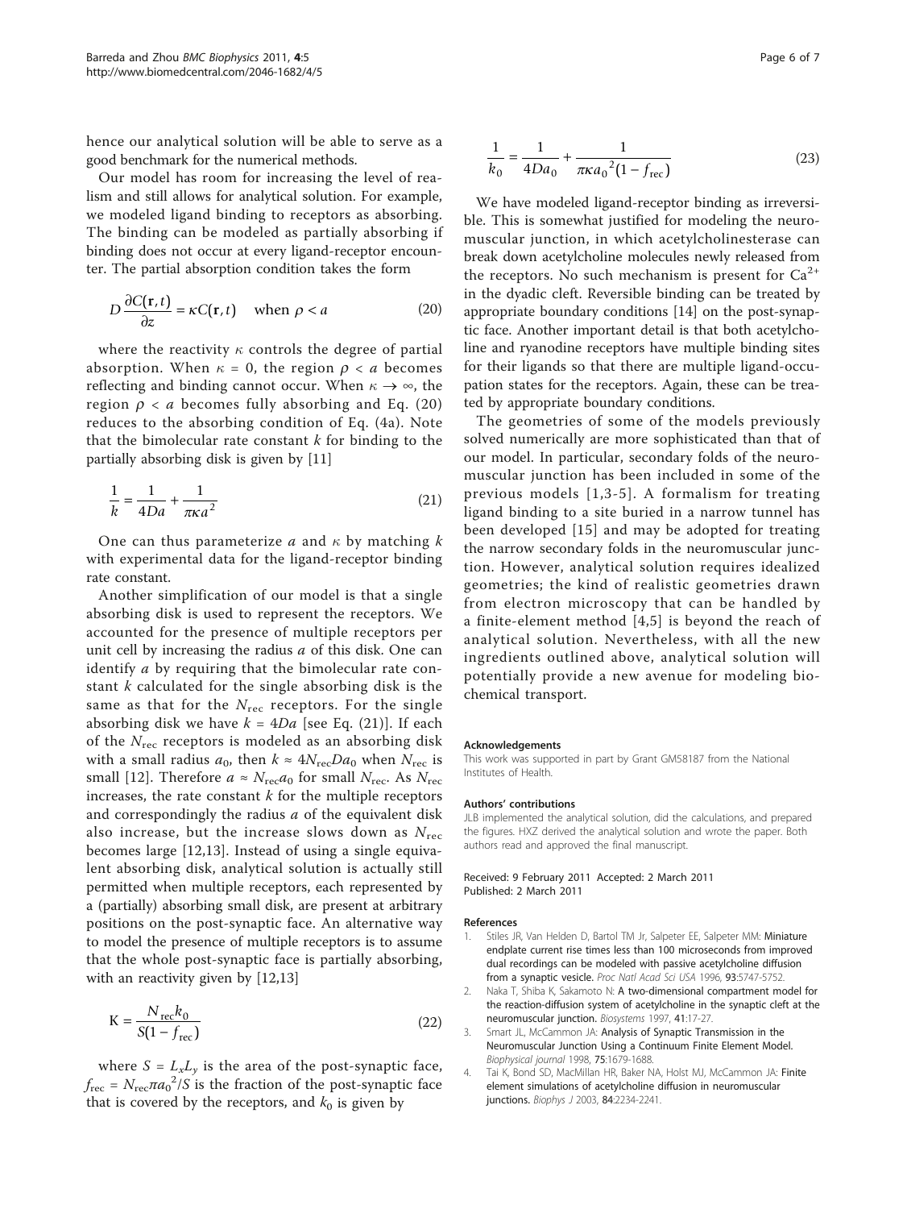hence our analytical solution will be able to serve as a good benchmark for the numerical methods.

Our model has room for increasing the level of realism and still allows for analytical solution. For example, we modeled ligand binding to receptors as absorbing. The binding can be modeled as partially absorbing if binding does not occur at every ligand-receptor encounter. The partial absorption condition takes the form

$$D\frac{\partial C(\mathbf{r},t)}{\partial z} = \kappa C(\mathbf{r},t) \quad \text{when } \rho < a \tag{20}$$

where the reactivity $\kappa$ controls the degree of partial absorption. When $\kappa = 0$, the region $\rho < a$ becomes reflecting and binding cannot occur. When $\kappa \to \infty$, the region $\rho < a$ becomes fully absorbing and Eq. (20) reduces to the absorbing condition of Eq. (4a). Note that the bimolecular rate constant $k$ for binding to the partially absorbing disk is given by [11]

$$\frac{1}{k} = \frac{1}{4Da} + \frac{1}{\pi\kappa a^2} \tag{21}$$

One can thus parameterize $a$ and $\kappa$ by matching $k$ with experimental data for the ligand-receptor binding rate constant.

Another simplification of our model is that a single absorbing disk is used to represent the receptors. We accounted for the presence of multiple receptors per unit cell by increasing the radius $a$ of this disk. One can identify $a$ by requiring that the bimolecular rate constant $k$ calculated for the single absorbing disk is the same as that for the $N_{\text{rec}}$ receptors. For the single absorbing disk we have $k = 4Da$ [see Eq. (21)]. If each of the $N_{\text{rec}}$ receptors is modeled as an absorbing disk with a small radius $a_0$, then $k \approx 4N_{\text{rec}}Da_0$ when $N_{\text{rec}}$ is small [12]. Therefore $a \approx N_{\text{rec}}a_0$ for small $N_{\text{rec}}$. As $N_{\text{rec}}$ increases, the rate constant $k$ for the multiple receptors and correspondingly the radius $a$ of the equivalent disk also increase, but the increase slows down as $N_{\text{rec}}$ becomes large [12,13]. Instead of using a single equivalent absorbing disk, analytical solution is actually still permitted when multiple receptors, each represented by a (partially) absorbing small disk, are present at arbitrary positions on the post-synaptic face. An alternative way to model the presence of multiple receptors is to assume that the whole post-synaptic face is partially absorbing, with an reactivity given by [12,13]

$$\mathrm{K} = \frac{N_{\text{rec}}k_0}{S(1 - f_{\text{rec}})} \tag{22}$$

where $S = L_x L_y$ is the area of the post-synaptic face, $f_{\text{rec}} = N_{\text{rec}}\pi a_0^2/S$ is the fraction of the post-synaptic face that is covered by the receptors, and $k_0$ is given by

$$\frac{1}{k_0} = \frac{1}{4Da_0} + \frac{1}{\pi\kappa a_0^2(1 - f_{\text{rec}})} \tag{23}$$

We have modeled ligand-receptor binding as irreversible. This is somewhat justified for modeling the neuromuscular junction, in which acetylcholinesterase can break down acetylcholine molecules newly released from the receptors. No such mechanism is present for $Ca^{2+}$ in the dyadic cleft. Reversible binding can be treated by appropriate boundary conditions [14] on the post-synaptic face. Another important detail is that both acetylcholine and ryanodine receptors have multiple binding sites for their ligands so that there are multiple ligand-occupation states for the receptors. Again, these can be treated by appropriate boundary conditions.

The geometries of some of the models previously solved numerically are more sophisticated than that of our model. In particular, secondary folds of the neuromuscular junction has been included in some of the previous models [1,3-5]. A formalism for treating ligand binding to a site buried in a narrow tunnel has been developed [15] and may be adopted for treating the narrow secondary folds in the neuromuscular junction. However, analytical solution requires idealized geometries; the kind of realistic geometries drawn from electron microscopy that can be handled by a finite-element method [4,5] is beyond the reach of analytical solution. Nevertheless, with all the new ingredients outlined above, analytical solution will potentially provide a new avenue for modeling biochemical transport.

#### Acknowledgements

This work was supported in part by Grant GM58187 from the National Institutes of Health.

#### Authors' contributions

JLB implemented the analytical solution, did the calculations, and prepared the figures. HXZ derived the analytical solution and wrote the paper. Both authors read and approved the final manuscript.

Received: 9 February 2011 Accepted: 2 March 2011
Published: 2 March 2011

#### References

1. Stiles JR, Van Helden D, Bartol TM Jr, Salpeter EE, Salpeter MM: **Miniature endplate current rise times less than 100 microseconds from improved dual recordings can be modeled with passive acetylcholine diffusion from a synaptic vesicle.** *Proc Natl Acad Sci USA* 1996, **93**:5747-5752.
2. Naka T, Shiba K, Sakamoto N: **A two-dimensional compartment model for the reaction-diffusion system of acetylcholine in the synaptic cleft at the neuromuscular junction.** *Biosystems* 1997, **41**:17-27.
3. Smart JL, McCammon JA: **Analysis of Synaptic Transmission in the Neuromuscular Junction Using a Continuum Finite Element Model.** *Biophysical journal* 1998, **75**:1679-1688.
4. Tai K, Bond SD, MacMillan HR, Baker NA, Holst MJ, McCammon JA: **Finite element simulations of acetylcholine diffusion in neuromuscular junctions.** *Biophys J* 2003, **84**:2234-2241.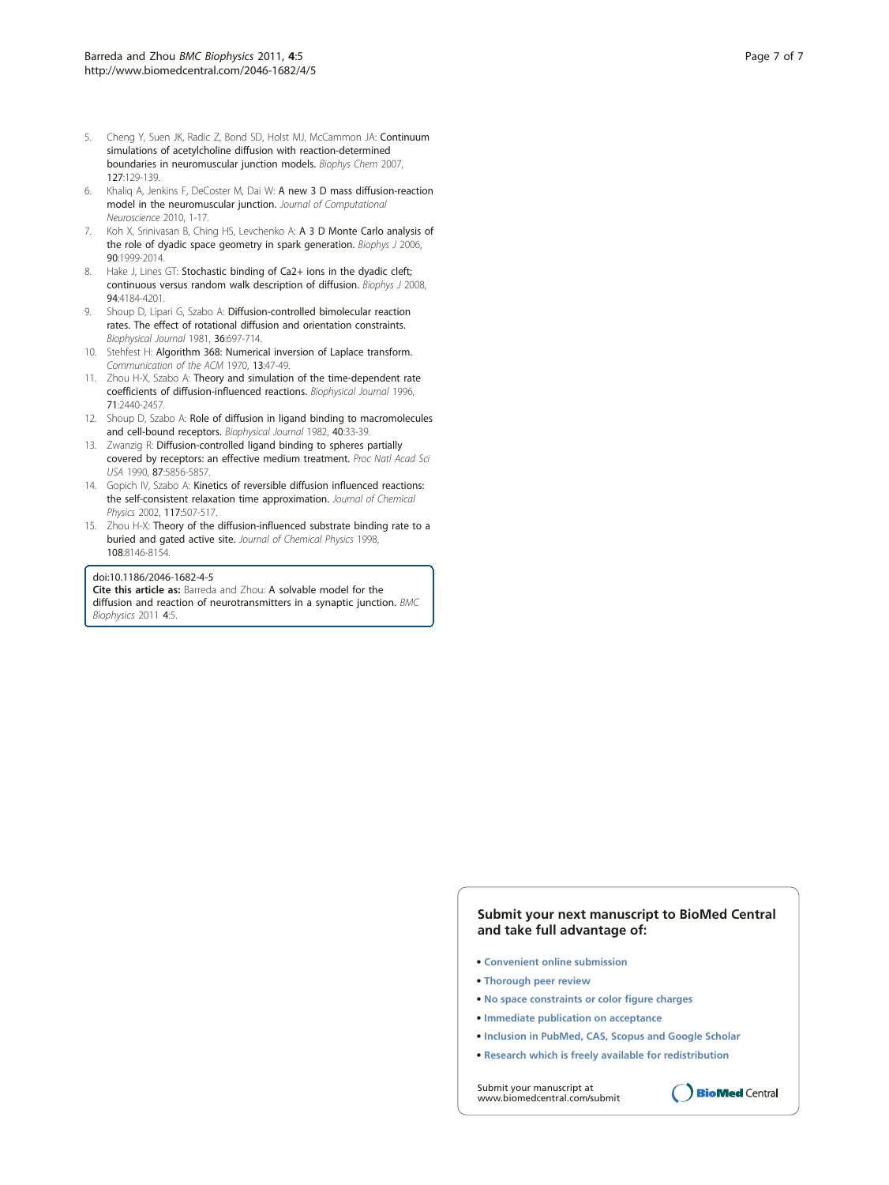5. Cheng Y, Suen JK, Radic Z, Bond SD, Holst MJ, McCammon JA: **Continuum simulations of acetylcholine diffusion with reaction-determined boundaries in neuromuscular junction models.** *Biophys Chem* 2007, **127**:129-139.
6. Khaliq A, Jenkins F, DeCoster M, Dai W: **A new 3 D mass diffusion-reaction model in the neuromuscular junction.** *Journal of Computational Neuroscience* 2010, 1-17.
7. Koh X, Srinivasan B, Ching HS, Levchenko A: **A 3 D Monte Carlo analysis of the role of dyadic space geometry in spark generation.** *Biophys J* 2006, **90**:1999-2014.
8. Hake J, Lines GT: **Stochastic binding of Ca2+ ions in the dyadic cleft; continuous versus random walk description of diffusion.** *Biophys J* 2008, **94**:4184-4201.
9. Shoup D, Lipari G, Szabo A: **Diffusion-controlled bimolecular reaction rates. The effect of rotational diffusion and orientation constraints.** *Biophysical Journal* 1981, **36**:697-714.
10. Stehfest H: **Algorithm 368: Numerical inversion of Laplace transform.** *Communication of the ACM* 1970, **13**:47-49.
11. Zhou H-X, Szabo A: **Theory and simulation of the time-dependent rate coefficients of diffusion-influenced reactions.** *Biophysical Journal* 1996, **71**:2440-2457.
12. Shoup D, Szabo A: **Role of diffusion in ligand binding to macromolecules and cell-bound receptors.** *Biophysical Journal* 1982, **40**:33-39.
13. Zwanzig R: **Diffusion-controlled ligand binding to spheres partially covered by receptors: an effective medium treatment.** *Proc Natl Acad Sci USA* 1990, **87**:5856-5857.
14. Gopich IV, Szabo A: **Kinetics of reversible diffusion influenced reactions: the self-consistent relaxation time approximation.** *Journal of Chemical Physics* 2002, **117**:507-517.
15. Zhou H-X: **Theory of the diffusion-influenced substrate binding rate to a buried and gated active site.** *Journal of Chemical Physics* 1998, **108**:8146-8154.

doi:10.1186/2046-1682-4-5
**Cite this article as:** Barreda and Zhou: A solvable model for the diffusion and reaction of neurotransmitters in a synaptic junction. *BMC Biophysics* 2011 **4**:5.

**Submit your next manuscript to BioMed Central and take full advantage of:**

- **Convenient online submission**
- **Thorough peer review**
- **No space constraints or color figure charges**
- **Immediate publication on acceptance**
- **Inclusion in PubMed, CAS, Scopus and Google Scholar**
- **Research which is freely available for redistribution**

Submit your manuscript at
www.biomedcentral.com/submit

BioMed Central